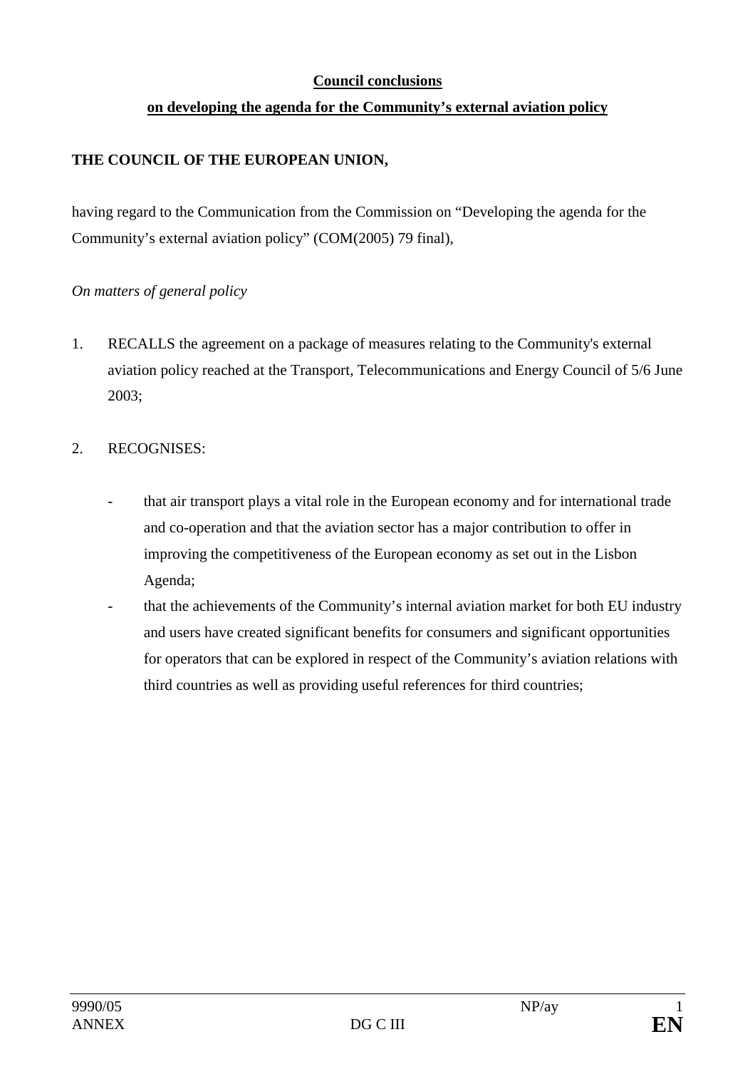**Council conclusions**

**on developing the agenda for the Community's external aviation policy**

**THE COUNCIL OF THE EUROPEAN UNION,**

having regard to the Communication from the Commission on "Developing the agenda for the Community's external aviation policy" (COM(2005) 79 final),

*On matters of general policy*

1. RECALLS the agreement on a package of measures relating to the Community's external aviation policy reached at the Transport, Telecommunications and Energy Council of 5/6 June 2003;

2. RECOGNISES:

   - that air transport plays a vital role in the European economy and for international trade and co-operation and that the aviation sector has a major contribution to offer in improving the competitiveness of the European economy as set out in the Lisbon Agenda;
   - that the achievements of the Community's internal aviation market for both EU industry and users have created significant benefits for consumers and significant opportunities for operators that can be explored in respect of the Community's aviation relations with third countries as well as providing useful references for third countries;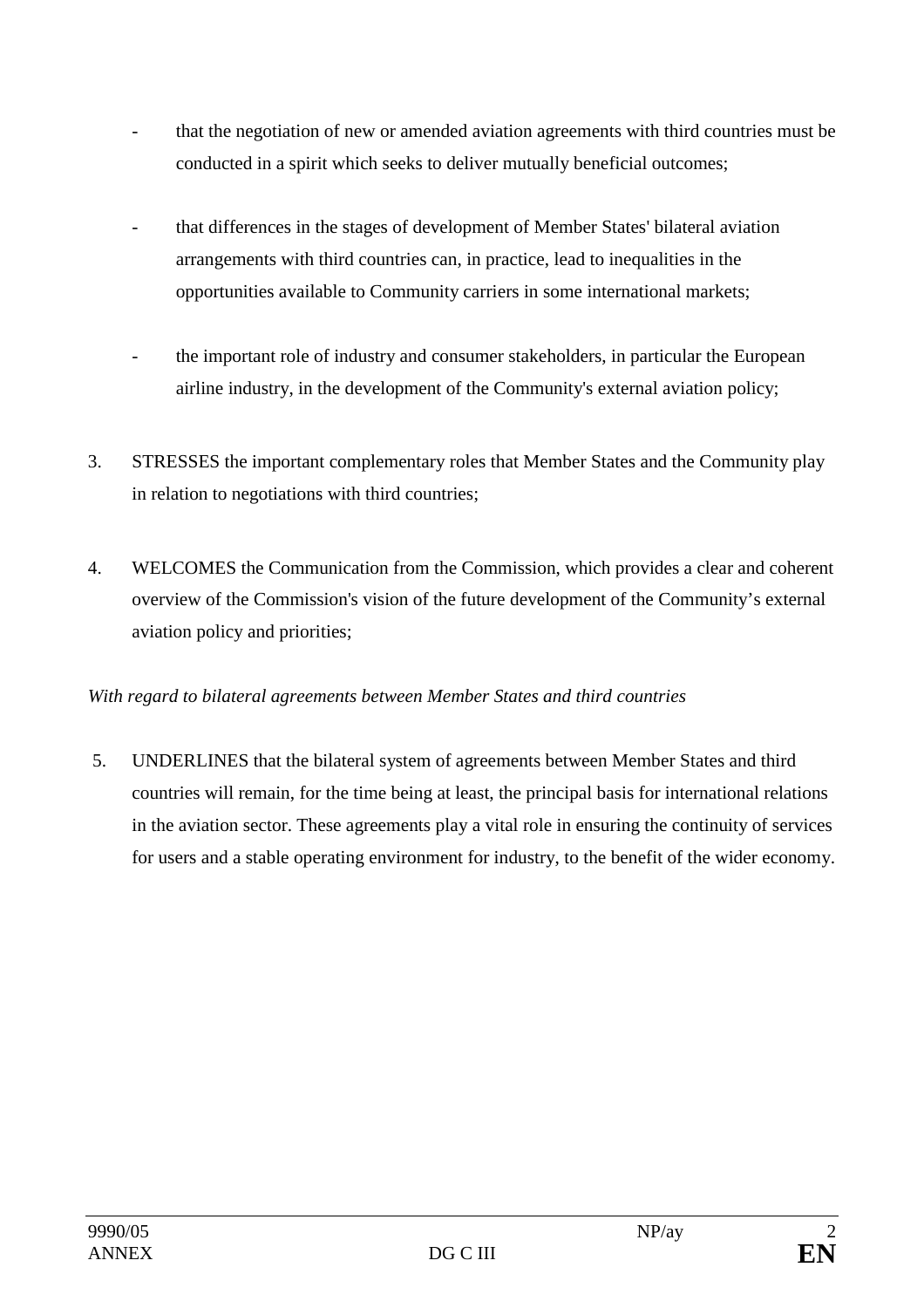- that the negotiation of new or amended aviation agreements with third countries must be conducted in a spirit which seeks to deliver mutually beneficial outcomes;

- that differences in the stages of development of Member States' bilateral aviation arrangements with third countries can, in practice, lead to inequalities in the opportunities available to Community carriers in some international markets;

- the important role of industry and consumer stakeholders, in particular the European airline industry, in the development of the Community's external aviation policy;

3. STRESSES the important complementary roles that Member States and the Community play in relation to negotiations with third countries;

4. WELCOMES the Communication from the Commission, which provides a clear and coherent overview of the Commission's vision of the future development of the Community's external aviation policy and priorities;

*With regard to bilateral agreements between Member States and third countries*

5. UNDERLINES that the bilateral system of agreements between Member States and third countries will remain, for the time being at least, the principal basis for international relations in the aviation sector. These agreements play a vital role in ensuring the continuity of services for users and a stable operating environment for industry, to the benefit of the wider economy.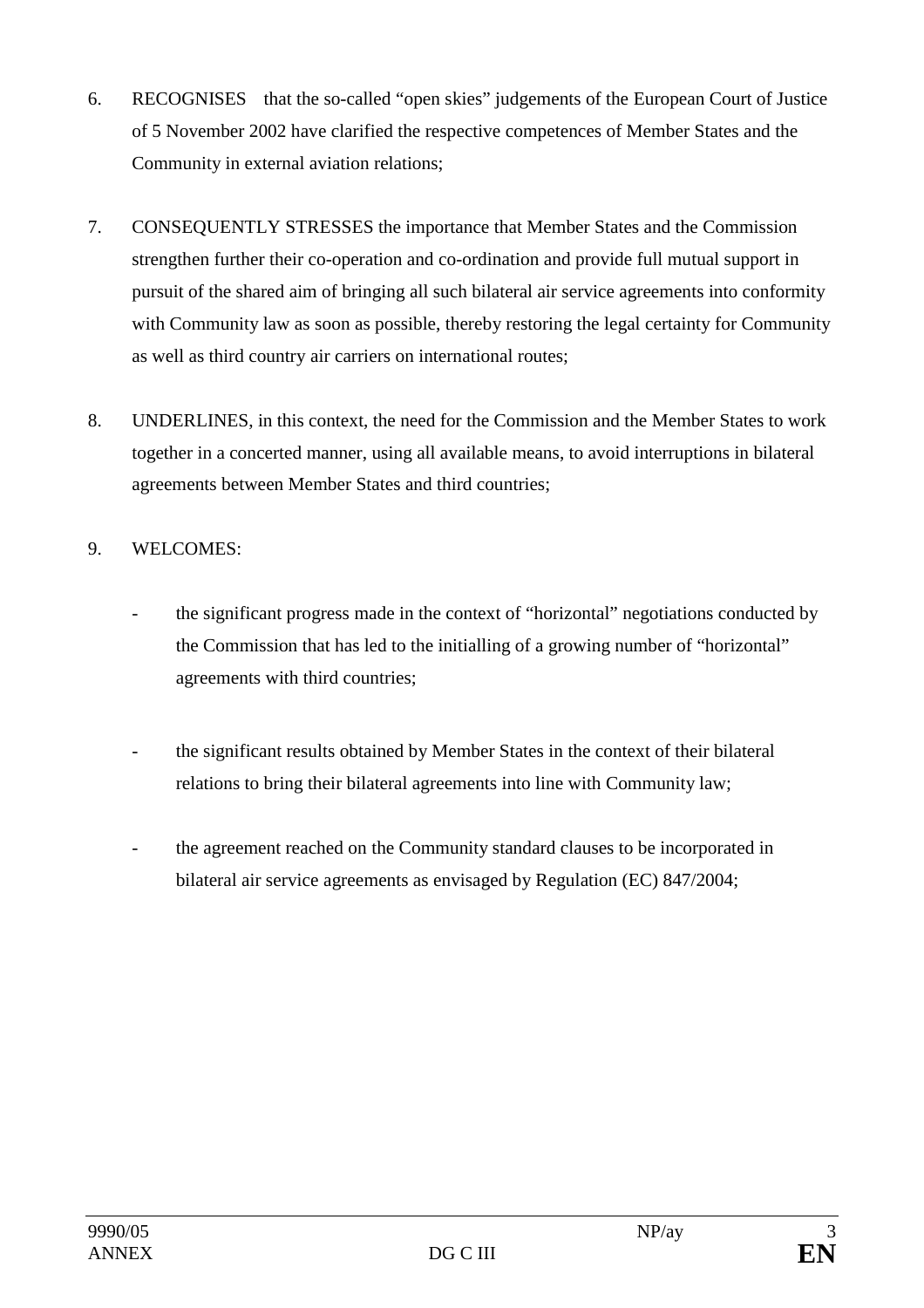6. RECOGNISES that the so-called "open skies" judgements of the European Court of Justice of 5 November 2002 have clarified the respective competences of Member States and the Community in external aviation relations;

7. CONSEQUENTLY STRESSES the importance that Member States and the Commission strengthen further their co-operation and co-ordination and provide full mutual support in pursuit of the shared aim of bringing all such bilateral air service agreements into conformity with Community law as soon as possible, thereby restoring the legal certainty for Community as well as third country air carriers on international routes;

8. UNDERLINES, in this context, the need for the Commission and the Member States to work together in a concerted manner, using all available means, to avoid interruptions in bilateral agreements between Member States and third countries;

9. WELCOMES:

   - the significant progress made in the context of "horizontal" negotiations conducted by the Commission that has led to the initialling of a growing number of "horizontal" agreements with third countries;

   - the significant results obtained by Member States in the context of their bilateral relations to bring their bilateral agreements into line with Community law;

   - the agreement reached on the Community standard clauses to be incorporated in bilateral air service agreements as envisaged by Regulation (EC) 847/2004;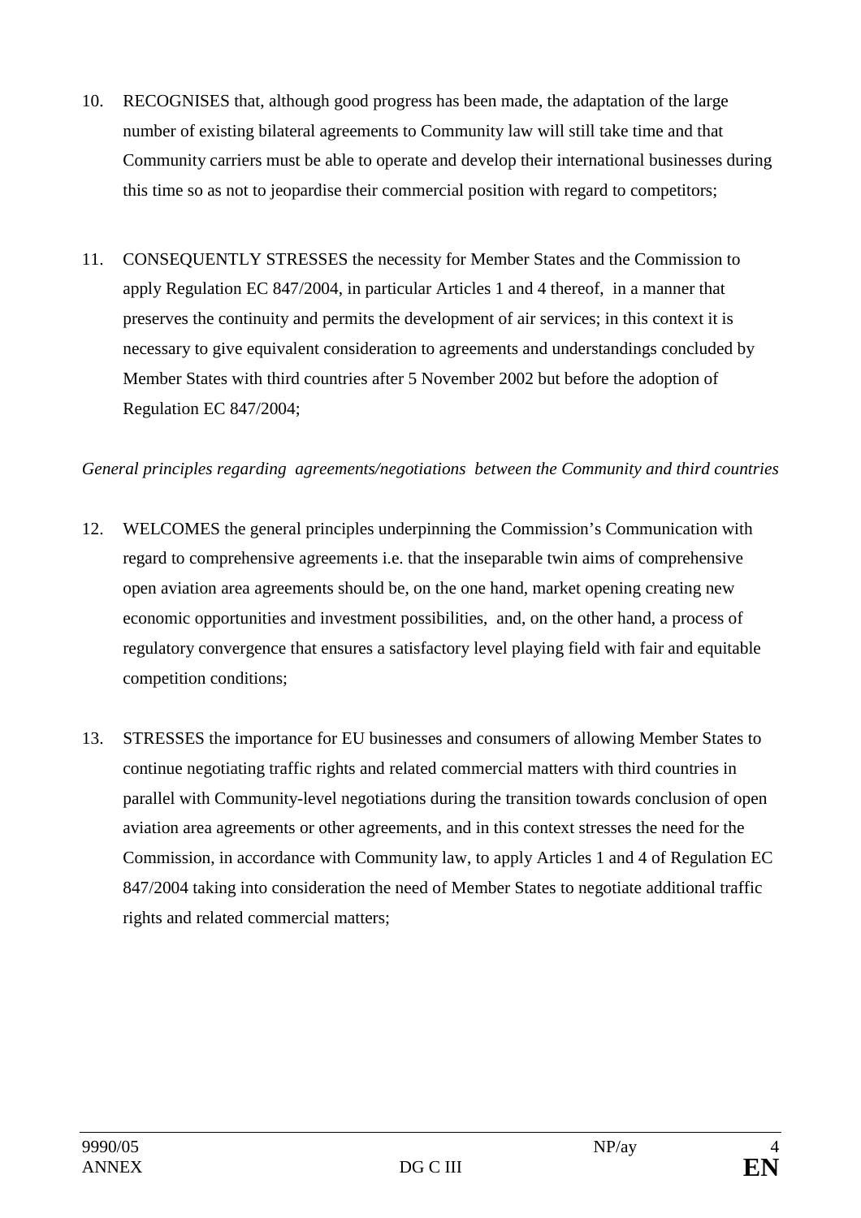10. RECOGNISES that, although good progress has been made, the adaptation of the large number of existing bilateral agreements to Community law will still take time and that Community carriers must be able to operate and develop their international businesses during this time so as not to jeopardise their commercial position with regard to competitors;

11. CONSEQUENTLY STRESSES the necessity for Member States and the Commission to apply Regulation EC 847/2004, in particular Articles 1 and 4 thereof, in a manner that preserves the continuity and permits the development of air services; in this context it is necessary to give equivalent consideration to agreements and understandings concluded by Member States with third countries after 5 November 2002 but before the adoption of Regulation EC 847/2004;

*General principles regarding agreements/negotiations between the Community and third countries*

12. WELCOMES the general principles underpinning the Commission's Communication with regard to comprehensive agreements i.e. that the inseparable twin aims of comprehensive open aviation area agreements should be, on the one hand, market opening creating new economic opportunities and investment possibilities, and, on the other hand, a process of regulatory convergence that ensures a satisfactory level playing field with fair and equitable competition conditions;

13. STRESSES the importance for EU businesses and consumers of allowing Member States to continue negotiating traffic rights and related commercial matters with third countries in parallel with Community-level negotiations during the transition towards conclusion of open aviation area agreements or other agreements, and in this context stresses the need for the Commission, in accordance with Community law, to apply Articles 1 and 4 of Regulation EC 847/2004 taking into consideration the need of Member States to negotiate additional traffic rights and related commercial matters;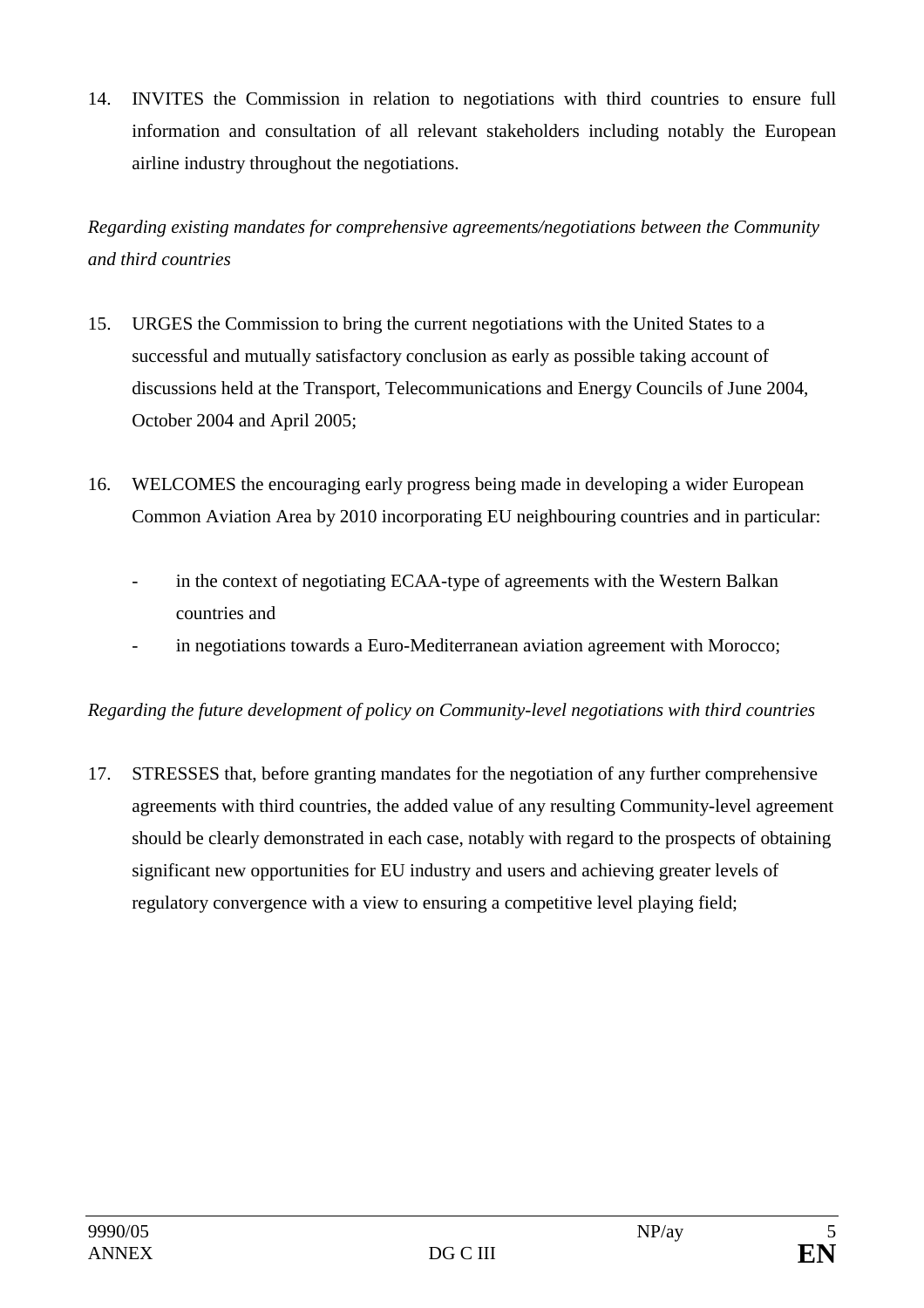14. INVITES the Commission in relation to negotiations with third countries to ensure full information and consultation of all relevant stakeholders including notably the European airline industry throughout the negotiations.

*Regarding existing mandates for comprehensive agreements/negotiations between the Community and third countries*

15. URGES the Commission to bring the current negotiations with the United States to a successful and mutually satisfactory conclusion as early as possible taking account of discussions held at the Transport, Telecommunications and Energy Councils of June 2004, October 2004 and April 2005;

16. WELCOMES the encouraging early progress being made in developing a wider European Common Aviation Area by 2010 incorporating EU neighbouring countries and in particular:

    - in the context of negotiating ECAA-type of agreements with the Western Balkan countries and
    - in negotiations towards a Euro-Mediterranean aviation agreement with Morocco;

*Regarding the future development of policy on Community-level negotiations with third countries*

17. STRESSES that, before granting mandates for the negotiation of any further comprehensive agreements with third countries, the added value of any resulting Community-level agreement should be clearly demonstrated in each case, notably with regard to the prospects of obtaining significant new opportunities for EU industry and users and achieving greater levels of regulatory convergence with a view to ensuring a competitive level playing field;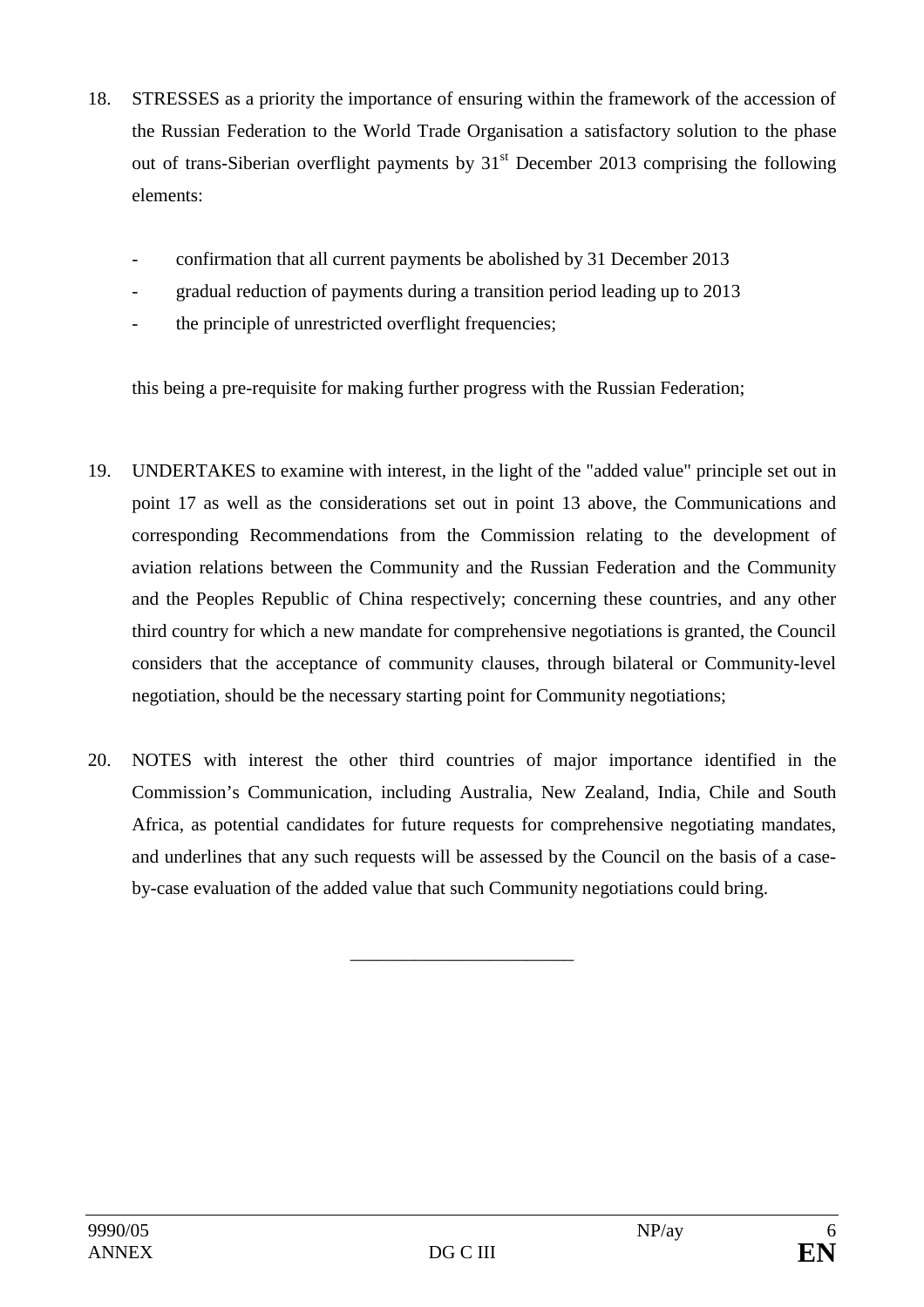18. STRESSES as a priority the importance of ensuring within the framework of the accession of the Russian Federation to the World Trade Organisation a satisfactory solution to the phase out of trans-Siberian overflight payments by 31st December 2013 comprising the following elements:

    - confirmation that all current payments be abolished by 31 December 2013
    - gradual reduction of payments during a transition period leading up to 2013
    - the principle of unrestricted overflight frequencies;

    this being a pre-requisite for making further progress with the Russian Federation;

19. UNDERTAKES to examine with interest, in the light of the "added value" principle set out in point 17 as well as the considerations set out in point 13 above, the Communications and corresponding Recommendations from the Commission relating to the development of aviation relations between the Community and the Russian Federation and the Community and the Peoples Republic of China respectively; concerning these countries, and any other third country for which a new mandate for comprehensive negotiations is granted, the Council considers that the acceptance of community clauses, through bilateral or Community-level negotiation, should be the necessary starting point for Community negotiations;

20. NOTES with interest the other third countries of major importance identified in the Commission's Communication, including Australia, New Zealand, India, Chile and South Africa, as potential candidates for future requests for comprehensive negotiating mandates, and underlines that any such requests will be assessed by the Council on the basis of a case-by-case evaluation of the added value that such Community negotiations could bring.

________________________